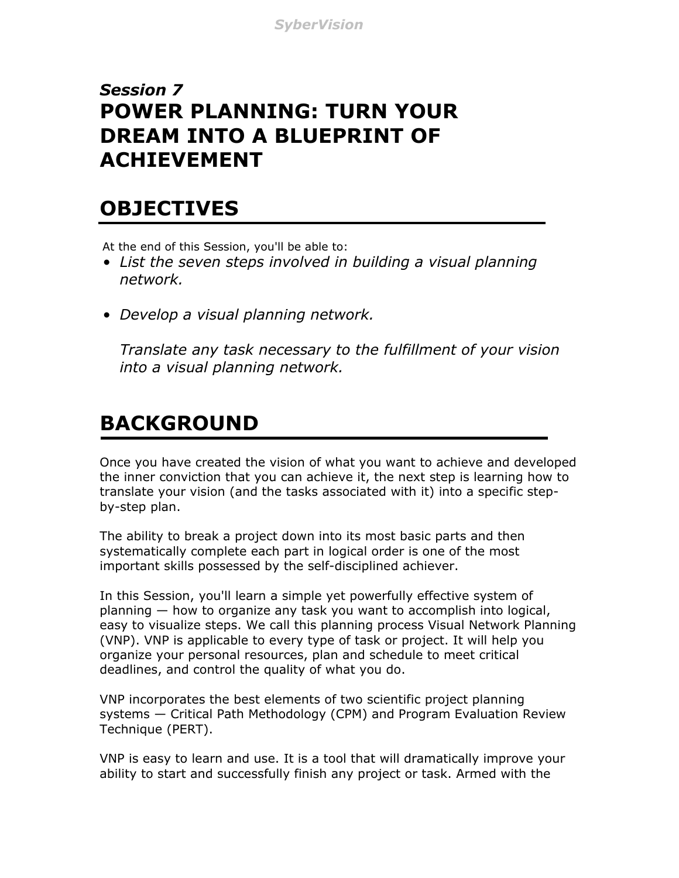*Session 7*
# POWER PLANNING: TURN YOUR DREAM INTO A BLUEPRINT OF ACHIEVEMENT

## OBJECTIVES

At the end of this Session, you'll be able to:

- *List the seven steps involved in building a visual planning network.*

- *Develop a visual planning network.*

  *Translate any task necessary to the fulfillment of your vision into a visual planning network.*

## BACKGROUND

Once you have created the vision of what you want to achieve and developed the inner conviction that you can achieve it, the next step is learning how to translate your vision (and the tasks associated with it) into a specific step-by-step plan.

The ability to break a project down into its most basic parts and then systematically complete each part in logical order is one of the most important skills possessed by the self-disciplined achiever.

In this Session, you'll learn a simple yet powerfully effective system of planning — how to organize any task you want to accomplish into logical, easy to visualize steps. We call this planning process Visual Network Planning (VNP). VNP is applicable to every type of task or project. It will help you organize your personal resources, plan and schedule to meet critical deadlines, and control the quality of what you do.

VNP incorporates the best elements of two scientific project planning systems — Critical Path Methodology (CPM) and Program Evaluation Review Technique (PERT).

VNP is easy to learn and use. It is a tool that will dramatically improve your ability to start and successfully finish any project or task. Armed with the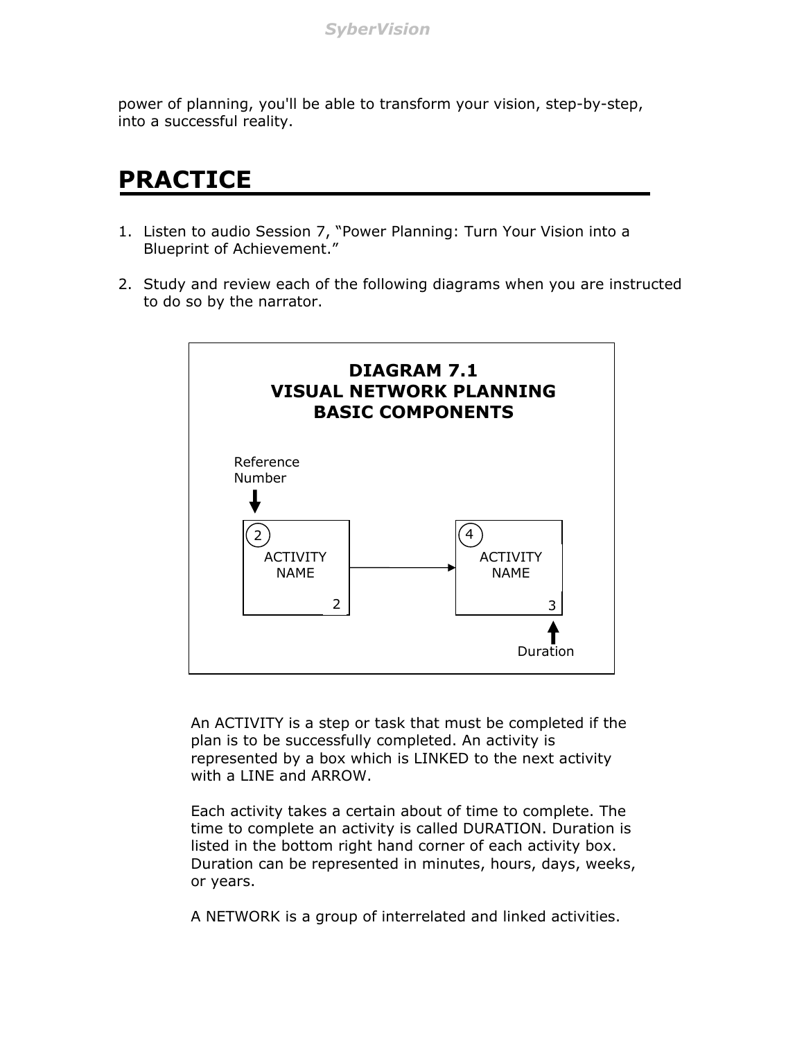power of planning, you'll be able to transform your vision, step-by-step, into a successful reality.

# PRACTICE

1. Listen to audio Session 7, "Power Planning: Turn Your Vision into a Blueprint of Achievement."

2. Study and review each of the following diagrams when you are instructed to do so by the narrator.

**DIAGRAM 7.1**
**VISUAL NETWORK PLANNING**
**BASIC COMPONENTS**

Reference Number

(2) ACTIVITY NAME 2 → (4) ACTIVITY NAME 3

Duration

An ACTIVITY is a step or task that must be completed if the plan is to be successfully completed. An activity is represented by a box which is LINKED to the next activity with a LINE and ARROW.

Each activity takes a certain about of time to complete. The time to complete an activity is called DURATION. Duration is listed in the bottom right hand corner of each activity box. Duration can be represented in minutes, hours, days, weeks, or years.

A NETWORK is a group of interrelated and linked activities.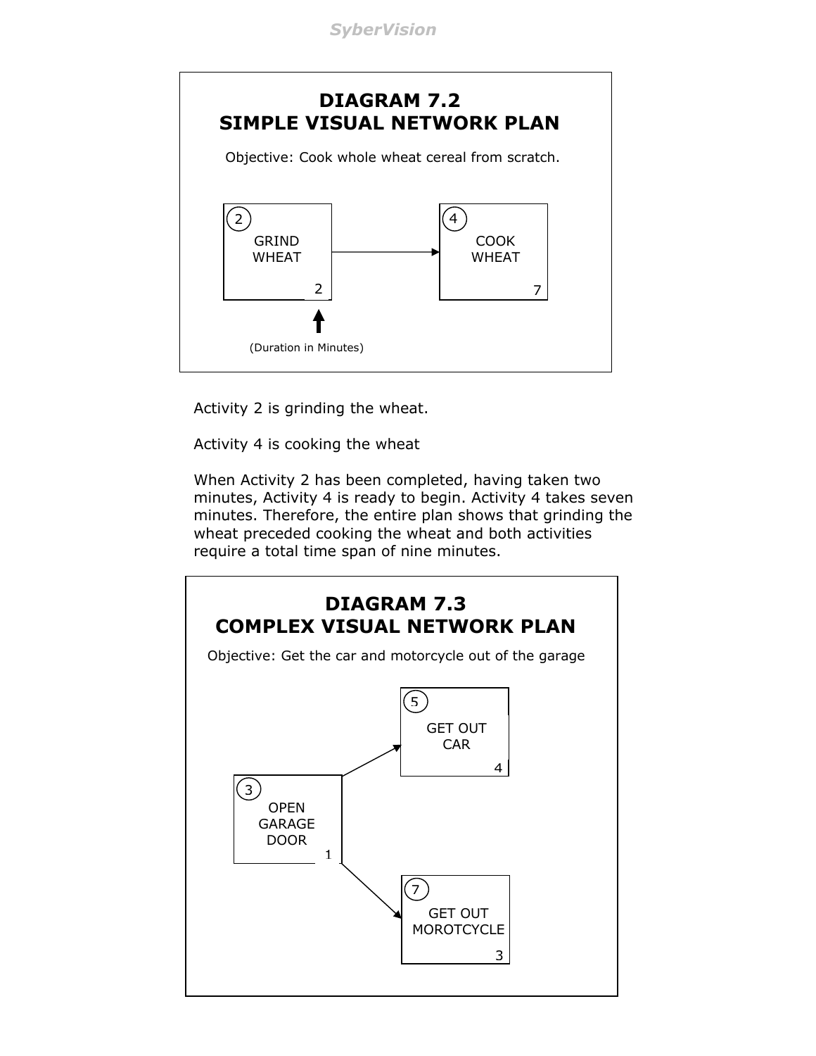## DIAGRAM 7.2
## SIMPLE VISUAL NETWORK PLAN

Objective: Cook whole wheat cereal from scratch.

2 — GRIND WHEAT — 2 → 4 — COOK WHEAT — 7

(Duration in Minutes)

Activity 2 is grinding the wheat.

Activity 4 is cooking the wheat

When Activity 2 has been completed, having taken two minutes, Activity 4 is ready to begin. Activity 4 takes seven minutes. Therefore, the entire plan shows that grinding the wheat preceded cooking the wheat and both activities require a total time span of nine minutes.

## DIAGRAM 7.3
## COMPLEX VISUAL NETWORK PLAN

Objective: Get the car and motorcycle out of the garage

3 — OPEN GARAGE DOOR — 1 → 5 — GET OUT CAR — 4

3 — OPEN GARAGE DOOR — 1 → 7 — GET OUT MOROTCYCLE — 3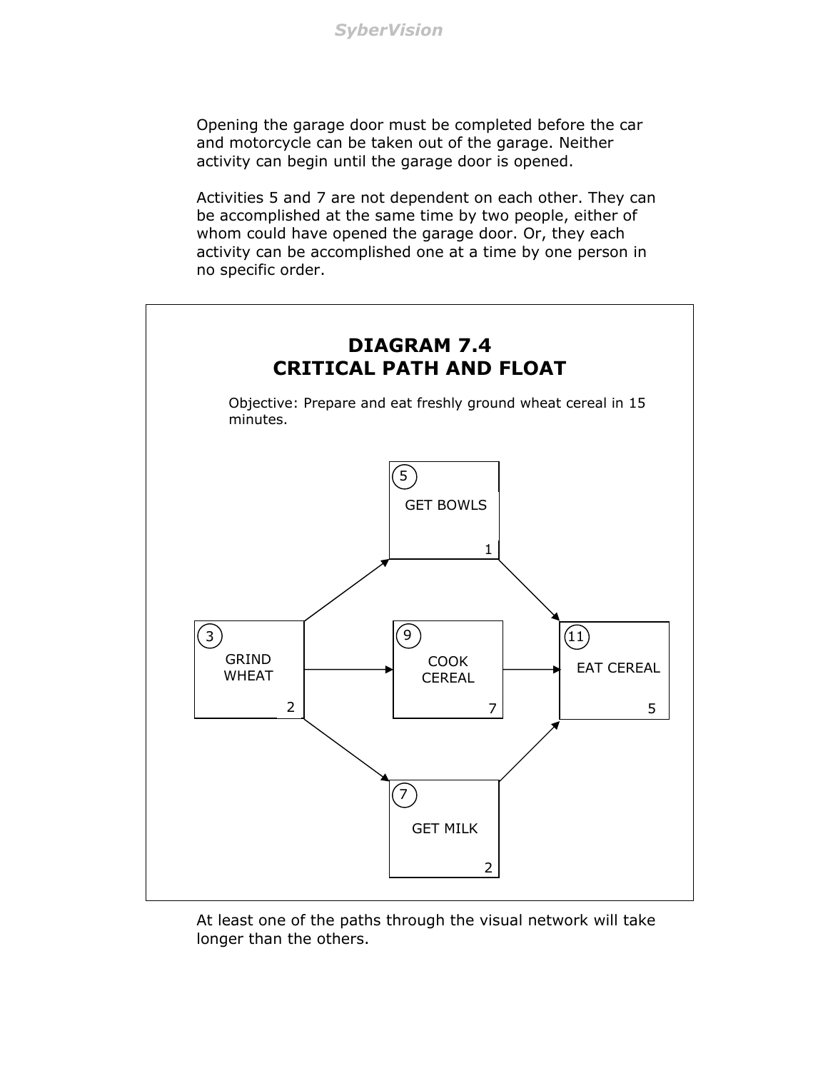Opening the garage door must be completed before the car and motorcycle can be taken out of the garage. Neither activity can begin until the garage door is opened.

Activities 5 and 7 are not dependent on each other. They can be accomplished at the same time by two people, either of whom could have opened the garage door. Or, they each activity can be accomplished one at a time by one person in no specific order.

## DIAGRAM 7.4
## CRITICAL PATH AND FLOAT

Objective: Prepare and eat freshly ground wheat cereal in 15 minutes.

- (3) GRIND WHEAT — 2
- (5) GET BOWLS — 1
- (9) COOK CEREAL — 7
- (7) GET MILK — 2
- (11) EAT CEREAL — 5

At least one of the paths through the visual network will take longer than the others.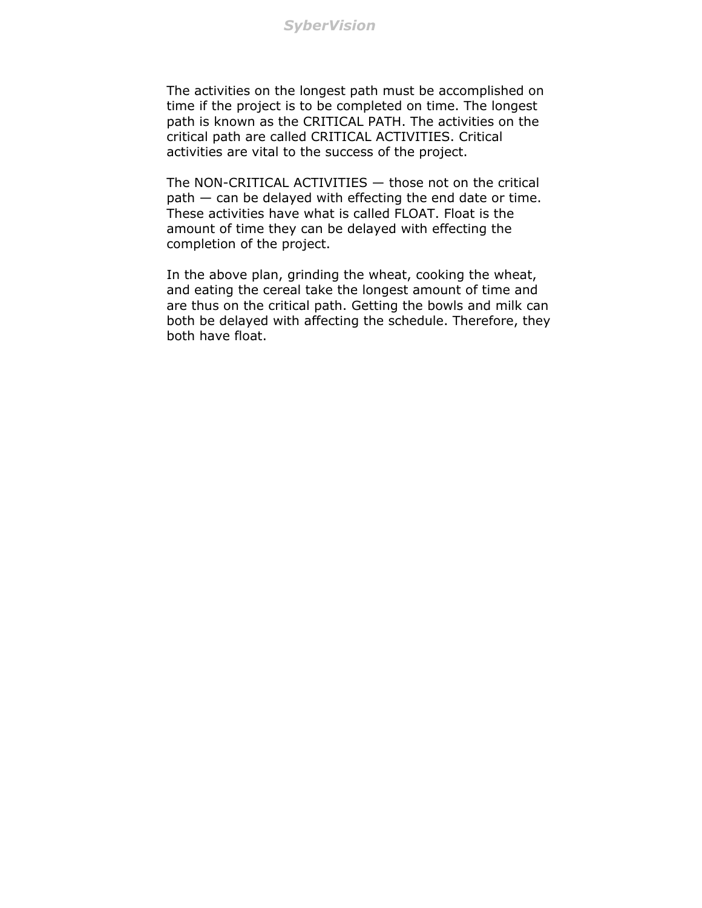The activities on the longest path must be accomplished on time if the project is to be completed on time. The longest path is known as the CRITICAL PATH. The activities on the critical path are called CRITICAL ACTIVITIES. Critical activities are vital to the success of the project.

The NON-CRITICAL ACTIVITIES — those not on the critical path — can be delayed with effecting the end date or time. These activities have what is called FLOAT. Float is the amount of time they can be delayed with effecting the completion of the project.

In the above plan, grinding the wheat, cooking the wheat, and eating the cereal take the longest amount of time and are thus on the critical path. Getting the bowls and milk can both be delayed with affecting the schedule. Therefore, they both have float.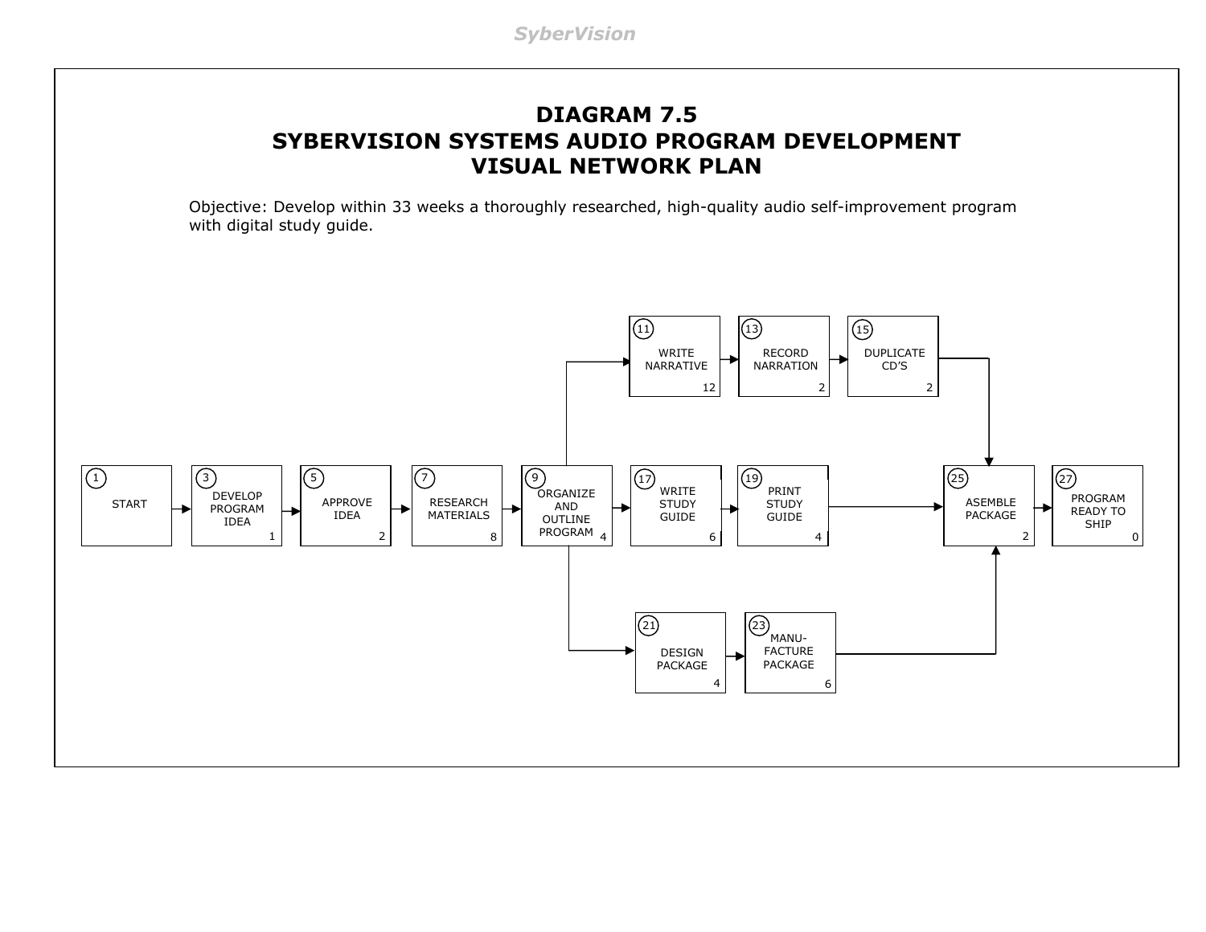# DIAGRAM 7.5
# SYBERVISION SYSTEMS AUDIO PROGRAM DEVELOPMENT
# VISUAL NETWORK PLAN

Objective: Develop within 33 weeks a thoroughly researched, high-quality audio self-improvement program with digital study guide.

| Node | Activity | Duration | Leads to |
|---|---|---|---|
| 1 | START | | 3 |
| 3 | DEVELOP PROGRAM IDEA | 1 | 5 |
| 5 | APPROVE IDEA | 2 | 7 |
| 7 | RESEARCH MATERIALS | 8 | 9 |
| 9 | ORGANIZE AND OUTLINE PROGRAM | 4 | 11, 17, 21 |
| 11 | WRITE NARRATIVE | 12 | 13 |
| 13 | RECORD NARRATION | 2 | 15 |
| 15 | DUPLICATE CD'S | 2 | 25 |
| 17 | WRITE STUDY GUIDE | 6 | 19 |
| 19 | PRINT STUDY GUIDE | 4 | 25 |
| 21 | DESIGN PACKAGE | 4 | 23 |
| 23 | MANU-FACTURE PACKAGE | 6 | 25 |
| 25 | ASEMBLE PACKAGE | 2 | 27 |
| 27 | PROGRAM READY TO SHIP | 0 | |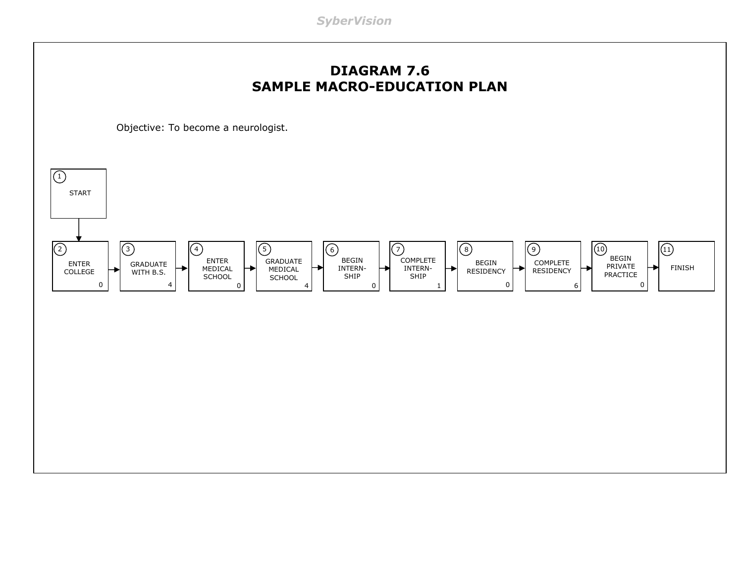# DIAGRAM 7.6
# SAMPLE MACRO-EDUCATION PLAN

Objective: To become a neurologist.

| Step | Activity | Duration |
|---|---|---|
| 1 | START | |
| 2 | ENTER COLLEGE | 0 |
| 3 | GRADUATE WITH B.S. | 4 |
| 4 | ENTER MEDICAL SCHOOL | 0 |
| 5 | GRADUATE MEDICAL SCHOOL | 4 |
| 6 | BEGIN INTERN-SHIP | 0 |
| 7 | COMPLETE INTERN-SHIP | 1 |
| 8 | BEGIN RESIDENCY | 0 |
| 9 | COMPLETE RESIDENCY | 6 |
| 10 | BEGIN PRIVATE PRACTICE | 0 |
| 11 | FINISH | |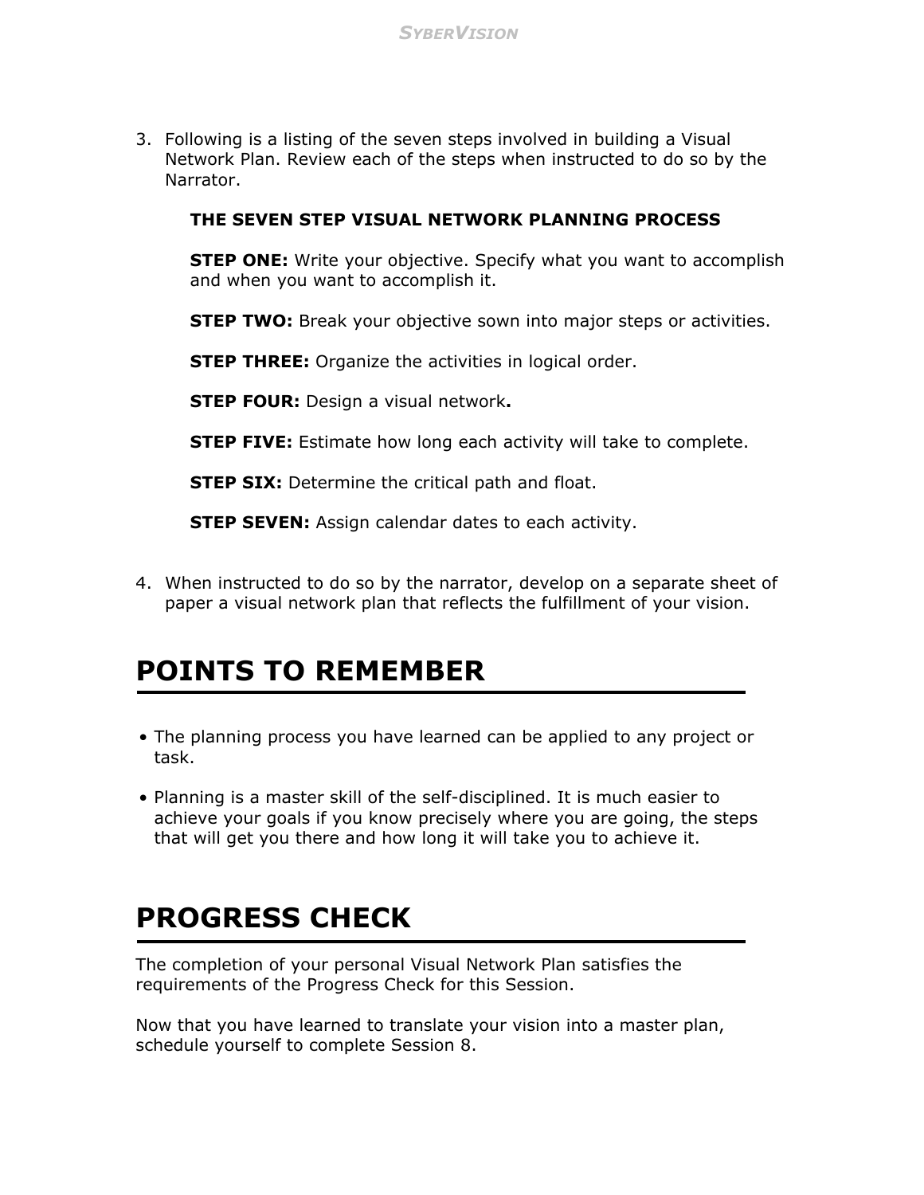3. Following is a listing of the seven steps involved in building a Visual Network Plan. Review each of the steps when instructed to do so by the Narrator.

   **THE SEVEN STEP VISUAL NETWORK PLANNING PROCESS**

   **STEP ONE:** Write your objective. Specify what you want to accomplish and when you want to accomplish it.

   **STEP TWO:** Break your objective sown into major steps or activities.

   **STEP THREE:** Organize the activities in logical order.

   **STEP FOUR:** Design a visual network**.**

   **STEP FIVE:** Estimate how long each activity will take to complete.

   **STEP SIX:** Determine the critical path and float.

   **STEP SEVEN:** Assign calendar dates to each activity.

4. When instructed to do so by the narrator, develop on a separate sheet of paper a visual network plan that reflects the fulfillment of your vision.

# POINTS TO REMEMBER

- The planning process you have learned can be applied to any project or task.
- Planning is a master skill of the self-disciplined. It is much easier to achieve your goals if you know precisely where you are going, the steps that will get you there and how long it will take you to achieve it.

# PROGRESS CHECK

The completion of your personal Visual Network Plan satisfies the requirements of the Progress Check for this Session.

Now that you have learned to translate your vision into a master plan, schedule yourself to complete Session 8.